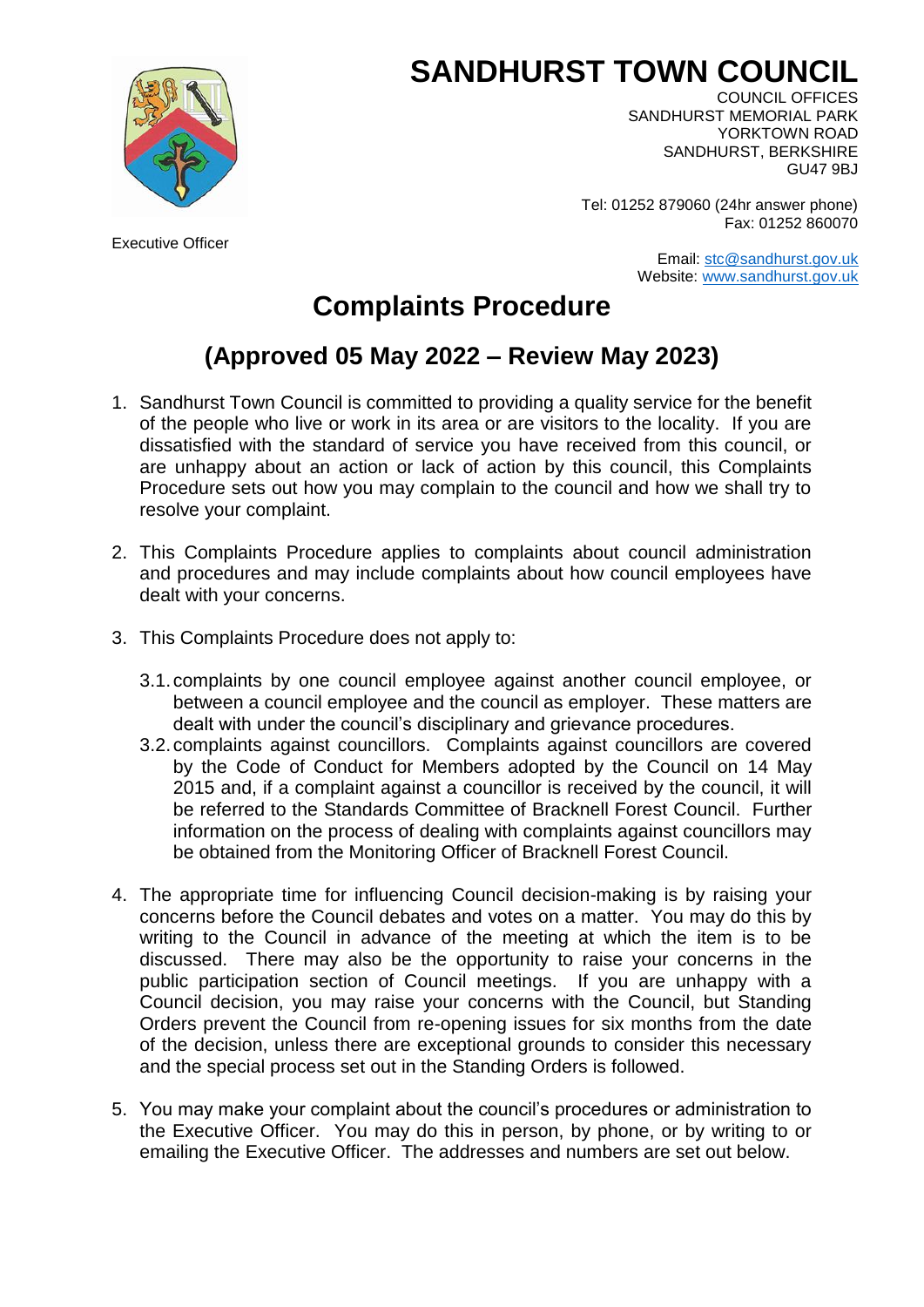# SANDHURST TOWN COUNCIL

COUNCIL OFFICES
SANDHURST MEMORIAL PARK
YORKTOWN ROAD
SANDHURST, BERKSHIRE
GU47 9BJ

Tel: 01252 879060 (24hr answer phone)
Fax: 01252 860070

Executive Officer

Email: stc@sandhurst.gov.uk
Website: www.sandhurst.gov.uk

## Complaints Procedure

## (Approved 05 May 2022 – Review May 2023)

1. Sandhurst Town Council is committed to providing a quality service for the benefit of the people who live or work in its area or are visitors to the locality. If you are dissatisfied with the standard of service you have received from this council, or are unhappy about an action or lack of action by this council, this Complaints Procedure sets out how you may complain to the council and how we shall try to resolve your complaint.

2. This Complaints Procedure applies to complaints about council administration and procedures and may include complaints about how council employees have dealt with your concerns.

3. This Complaints Procedure does not apply to:

   3.1. complaints by one council employee against another council employee, or between a council employee and the council as employer. These matters are dealt with under the council's disciplinary and grievance procedures.

   3.2. complaints against councillors. Complaints against councillors are covered by the Code of Conduct for Members adopted by the Council on 14 May 2015 and, if a complaint against a councillor is received by the council, it will be referred to the Standards Committee of Bracknell Forest Council. Further information on the process of dealing with complaints against councillors may be obtained from the Monitoring Officer of Bracknell Forest Council.

4. The appropriate time for influencing Council decision-making is by raising your concerns before the Council debates and votes on a matter. You may do this by writing to the Council in advance of the meeting at which the item is to be discussed. There may also be the opportunity to raise your concerns in the public participation section of Council meetings. If you are unhappy with a Council decision, you may raise your concerns with the Council, but Standing Orders prevent the Council from re-opening issues for six months from the date of the decision, unless there are exceptional grounds to consider this necessary and the special process set out in the Standing Orders is followed.

5. You may make your complaint about the council's procedures or administration to the Executive Officer. You may do this in person, by phone, or by writing to or emailing the Executive Officer. The addresses and numbers are set out below.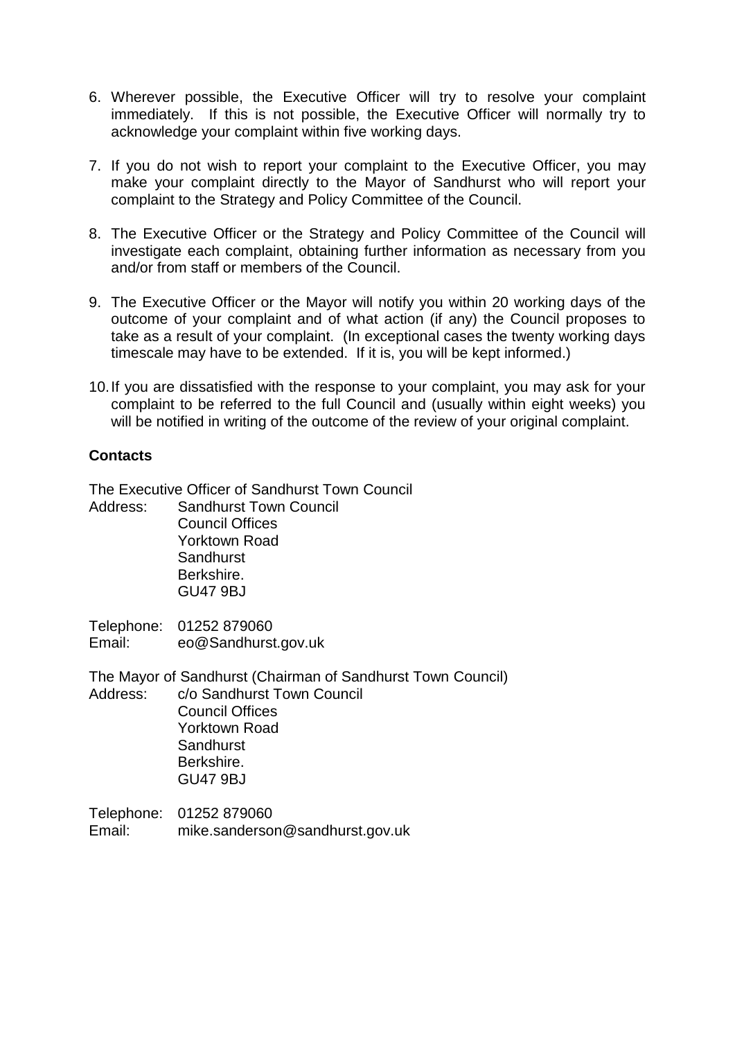6. Wherever possible, the Executive Officer will try to resolve your complaint immediately. If this is not possible, the Executive Officer will normally try to acknowledge your complaint within five working days.

7. If you do not wish to report your complaint to the Executive Officer, you may make your complaint directly to the Mayor of Sandhurst who will report your complaint to the Strategy and Policy Committee of the Council.

8. The Executive Officer or the Strategy and Policy Committee of the Council will investigate each complaint, obtaining further information as necessary from you and/or from staff or members of the Council.

9. The Executive Officer or the Mayor will notify you within 20 working days of the outcome of your complaint and of what action (if any) the Council proposes to take as a result of your complaint. (In exceptional cases the twenty working days timescale may have to be extended. If it is, you will be kept informed.)

10. If you are dissatisfied with the response to your complaint, you may ask for your complaint to be referred to the full Council and (usually within eight weeks) you will be notified in writing of the outcome of the review of your original complaint.

**Contacts**

The Executive Officer of Sandhurst Town Council

Address: Sandhurst Town Council
Council Offices
Yorktown Road
Sandhurst
Berkshire.
GU47 9BJ

Telephone: 01252 879060
Email: eo@Sandhurst.gov.uk

The Mayor of Sandhurst (Chairman of Sandhurst Town Council)

Address: c/o Sandhurst Town Council
Council Offices
Yorktown Road
Sandhurst
Berkshire.
GU47 9BJ

Telephone: 01252 879060
Email: mike.sanderson@sandhurst.gov.uk